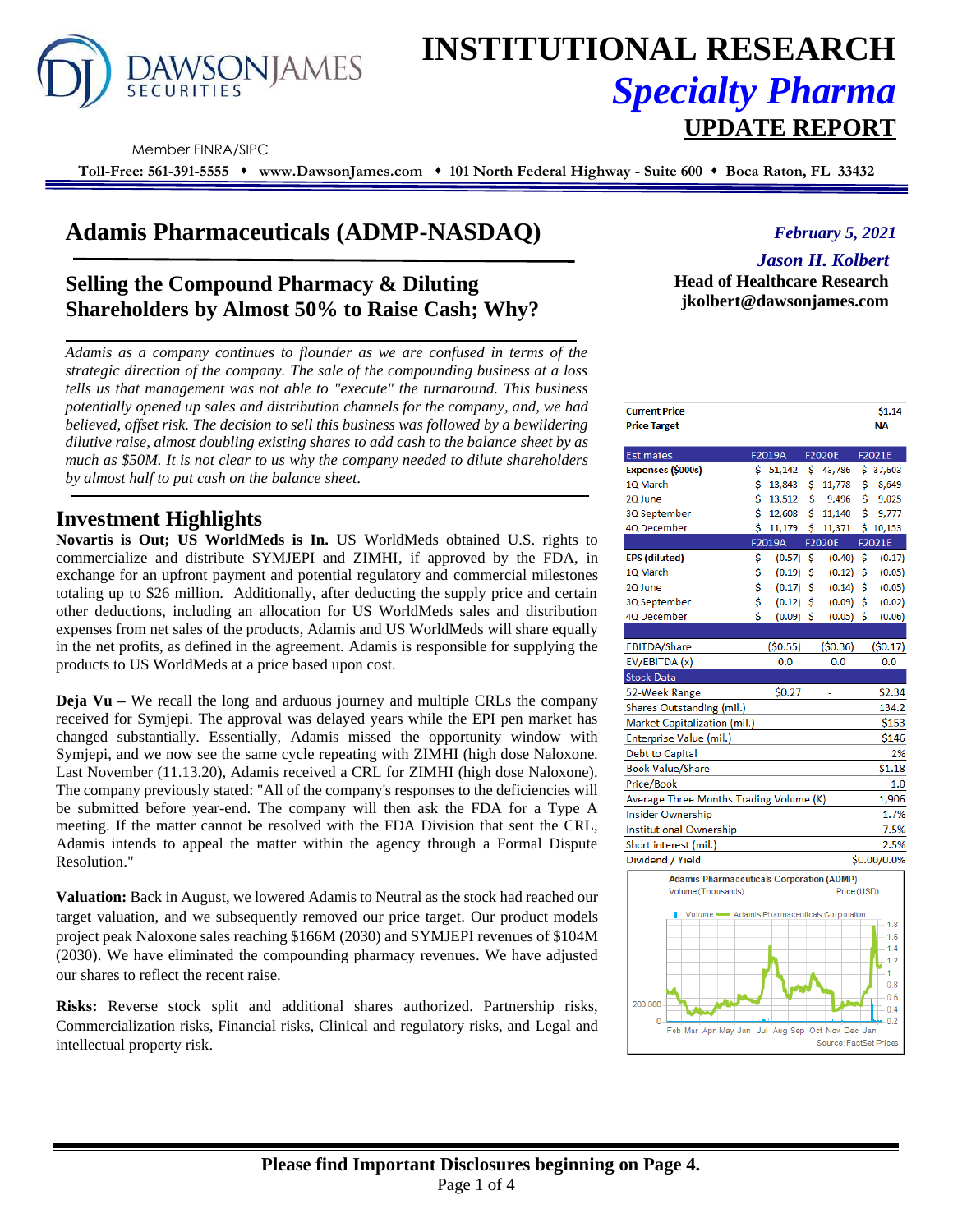# INSTITUTIONAL RESEARCH

## *Specialty Pharma*

## UPDATE REPORT

Member FINRA/SIPC

**Toll-Free: 561-391-5555 ♦ www.DawsonJames.com ♦ 101 North Federal Highway - Suite 600 ♦ Boca Raton, FL 33432**

# Adamis Pharmaceuticals (ADMP-NASDAQ)

*February 5, 2021*

*Jason H. Kolbert*
**Head of Healthcare Research**
**jkolbert@dawsonjames.com**

## Selling the Compound Pharmacy & Diluting Shareholders by Almost 50% to Raise Cash; Why?

*Adamis as a company continues to flounder as we are confused in terms of the strategic direction of the company. The sale of the compounding business at a loss tells us that management was not able to "execute" the turnaround. This business potentially opened up sales and distribution channels for the company, and, we had believed, offset risk. The decision to sell this business was followed by a bewildering dilutive raise, almost doubling existing shares to add cash to the balance sheet by as much as $50M. It is not clear to us why the company needed to dilute shareholders by almost half to put cash on the balance sheet.*

| | | |
|---|---|---|
| **Current Price** | | **$1.14** |
| **Price Target** | | **NA** |

| Estimates | F2019A | F2020E | F2021E |
|---|---|---|---|
| **Expenses ($000s)** | $ 51,142 | $ 43,786 | $ 37,603 |
| 1Q March | $ 13,843 | $ 11,778 | $ 8,649 |
| 2Q June | $ 13,512 | $ 9,496 | $ 9,025 |
| 3Q September | $ 12,608 | $ 11,140 | $ 9,777 |
| 4Q December | $ 11,179 | $ 11,371 | $ 10,153 |
| | **F2019A** | **F2020E** | **F2021E** |
| **EPS (diluted)** | $ (0.57) | $ (0.40) | $ (0.17) |
| 1Q March | $ (0.19) | $ (0.12) | $ (0.05) |
| 2Q June | $ (0.17) | $ (0.14) | $ (0.05) |
| 3Q September | $ (0.12) | $ (0.09) | $ (0.02) |
| 4Q December | $ (0.09) | $ (0.05) | $ (0.06) |

| | | | |
|---|---|---|---|
| EBITDA/Share | ($0.55) | ($0.36) | ($0.17) |
| EV/EBITDA (x) | 0.0 | 0.0 | 0.0 |

| Stock Data | | | |
|---|---|---|---|
| 52-Week Range | $0.27 | - | $2.34 |
| Shares Outstanding (mil.) | | | 134.2 |
| Market Capitalization (mil.) | | | $153 |
| Enterprise Value (mil.) | | | $146 |
| Debt to Capital | | | 2% |
| Book Value/Share | | | $1.18 |
| Price/Book | | | 1.0 |
| Average Three Months Trading Volume (K) | | | 1,906 |
| Insider Ownership | | | 1.7% |
| Institutional Ownership | | | 7.5% |
| Short interest (mil.) | | | 2.5% |
| Dividend / Yield | | | $0.00/0.0% |

Adamis Pharmaceuticals Corporation (ADMP)
Volume (Thousands) — Price (USD)
Source: FactSet Prices

## Investment Highlights

**Novartis is Out; US WorldMeds is In.** US WorldMeds obtained U.S. rights to commercialize and distribute SYMJEPI and ZIMHI, if approved by the FDA, in exchange for an upfront payment and potential regulatory and commercial milestones totaling up to $26 million. Additionally, after deducting the supply price and certain other deductions, including an allocation for US WorldMeds sales and distribution expenses from net sales of the products, Adamis and US WorldMeds will share equally in the net profits, as defined in the agreement. Adamis is responsible for supplying the products to US WorldMeds at a price based upon cost.

**Deja Vu –** We recall the long and arduous journey and multiple CRLs the company received for Symjepi. The approval was delayed years while the EPI pen market has changed substantially. Essentially, Adamis missed the opportunity window with Symjepi, and we now see the same cycle repeating with ZIMHI (high dose Naloxone. Last November (11.13.20), Adamis received a CRL for ZIMHI (high dose Naloxone). The company previously stated: "All of the company's responses to the deficiencies will be submitted before year-end. The company will then ask the FDA for a Type A meeting. If the matter cannot be resolved with the FDA Division that sent the CRL, Adamis intends to appeal the matter within the agency through a Formal Dispute Resolution."

**Valuation:** Back in August, we lowered Adamis to Neutral as the stock had reached our target valuation, and we subsequently removed our price target. Our product models project peak Naloxone sales reaching $166M (2030) and SYMJEPI revenues of $104M (2030). We have eliminated the compounding pharmacy revenues. We have adjusted our shares to reflect the recent raise.

**Risks:** Reverse stock split and additional shares authorized. Partnership risks, Commercialization risks, Financial risks, Clinical and regulatory risks, and Legal and intellectual property risk.

**Please find Important Disclosures beginning on Page 4.**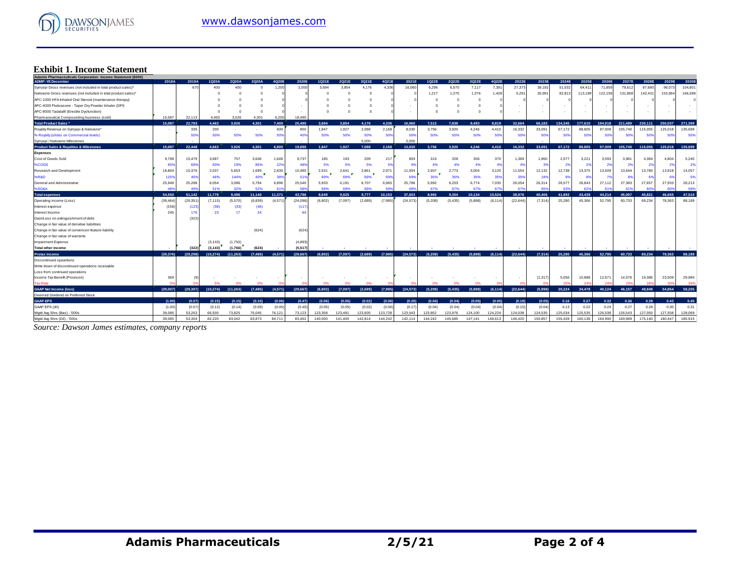## Exhibit 1. Income Statement

| Adamis Pharmaceuticals Corporation: Income Statement ($000) | | | | | | | | | | | | | | | | | | | | | | | | | | | | | |
|---|---|---|---|---|---|---|---|---|---|---|---|---|---|---|---|---|---|---|---|---|---|---|---|---|---|---|---|---|---|
| ADMP: YE December | 2018A | 2019A | 1Q20A | 2Q20A | 3Q20A | 4Q20E | 2020E | 1Q21E | 2Q21E | 3Q21E | 4Q21E | 2021E | 1Q22E | 2Q22E | 3Q22E | 4Q22E | 2022E | 2023E | 2024E | 2025E | 2026E | 2027E | 2028E | 2029E | 2030E |
| Symjepi Gross revenues (not included in total product sales)* | | 670 | 400 | 400 | 0 | 1,200 | 2,000 | 3,694 | 3,854 | 4,176 | 4,336 | 16,060 | 6,296 | 6,570 | 7,117 | 7,391 | 27,373 | 39,192 | 51,532 | 64,411 | 71,859 | 79,612 | 87,680 | 96,073 | 104,801 |
| Naloxone Gross revenues (not included in total product sales)* | | | 0 | 0 | 0 | 0 | 0 | 0 | 0 | 0 | 0 | 0 | 1,217 | 1,270 | 1,376 | 1,428 | 5,291 | 26,991 | 82,813 | 113,199 | 122,158 | 131,868 | 142,431 | 153,964 | 166,598 |
| APC-1000 HFA Inhaled Oral Steroid (maintenance therapy) | | | 0 | 0 | 0 | 0 | 0 | 0 | 0 | 0 | 0 | 0 | 0 | 0 | 0 | 0 | 0 | 0 | 0 | 0 | 0 | 0 | 0 | 0 | 0 |
| APC-4000 Fluticasone - Taper Dry Powder Inhaler (DPI) | | | 0 | 0 | 0 | 0 | - | 0 | 0 | 0 | 0 | - | 0 | 0 | 0 | 0 | - | - | - | - | - | - | - | - | - |
| APC-8000 Tadalafil (Erectile Dysfunction) | | | 0 | 0 | 0 | 0 | - | 0 | 0 | 0 | 0 | - | 0 | 0 | 0 | 0 | - | - | - | - | - | - | - | - | - |
| Pharmaceutical Compounding business (sold) | 15,087 | 22,113 | 4,463 | 3,526 | 4,301 | 6,200 | 18,490 | | | | | | | | | | | | | | | | | | |
| **Total Product Sales*** | **15,087** | **22,783** | **4,463** | **3,926** | **4,301** | **7,400** | **20,490** | **3,694** | **3,854** | **4,176** | **4,336** | **16,060** | **7,513** | **7,839** | **8,493** | **8,819** | **32,664** | **66,183** | **134,345** | **177,610** | **194,018** | **211,480** | **230,111** | **250,037** | **271,399** |
| Royalty Revenue on Symjepi & Naloxone* | - | 335 | 200 | - | - | 600 | 800 | 1,847 | 1,927 | 2,088 | 2,168 | 8,030 | 3,756 | 3,920 | 4,246 | 4,410 | 16,332 | 33,091 | 67,172 | 88,805 | 97,009 | 105,740 | 115,055 | 125,018 | 135,699 |
| % Royalty (slides on Commercial levels) | | 50% | 50% | 50% | 50% | 50% | 40% | 50% | 50% | 50% | 50% | 50% | 50% | 50% | 50% | 50% | 50% | 50% | 50% | 50% | 50% | 50% | 50% | 50% | 50% |
| Symjepi / Naloxone Milestones | - | - | | | | | - | | | 5,000 | | 5,000 | | | | | - | - | - | | | | | | |
| **Product Sales & Royalties & Milestones** | **15,087** | **22,448** | **4,663** | **3,926** | **4,301** | **6,800** | **19,690** | **1,847** | **1,927** | **7,088** | **2,168** | **13,030** | **3,756** | **3,920** | **4,246** | **4,410** | **16,332** | **33,091** | **67,172** | **88,805** | **97,009** | **105,740** | **115,055** | **125,018** | **135,699** |
| **Expenses** | | | | | | | | | | | | | | | | | | | | | | | | | |
| Cost of Goods Sold | 9,798 | 15,479 | 3,687 | 757 | 3,646 | 1,646 | 9,737 | 185 | 193 | 209 | 217 | 803 | 315 | 328 | 356 | 370 | 1,369 | 1,960 | 2,577 | 3,221 | 3,593 | 3,981 | 4,384 | 4,804 | 5,240 |
| %COGS | 65% | 68% | 83% | 19% | 85% | 22% | 48% | 5% | 5% | 5% | 5% | 5% | 4% | 4% | 4% | 4% | 4% | 3% | 2% | 2% | 2% | 2% | 2% | 2% | 2% |
| Research and Development | 18,804 | 10,376 | 2,037 | 5,653 | 1,699 | 2,830 | 10,480 | 2,531 | 2,641 | 2,861 | 2,971 | 11,004 | 2,657 | 2,773 | 3,004 | 3,120 | 11,554 | 12,132 | 12,738 | 13,375 | 13,509 | 13,644 | 13,780 | 13,918 | 14,057 |
| %R&D | 125% | 46% | 46% | 144% | 40% | 38% | 51% | 69% | 69% | 69% | 69% | 69% | 35% | 35% | 35% | 35% | 35% | 18% | 9% | 8% | 7% | 6% | 6% | 6% | 5% |
| General and Administrative | 25,948 | 25,288 | 6,054 | 3,086 | 5,794 | 6,896 | 25,540 | 5,933 | 6,191 | 6,707 | 6,965 | 25,796 | 5,992 | 6,253 | 6,774 | 7,035 | 26,054 | 26,314 | 26,577 | 26,843 | 27,112 | 27,383 | 27,657 | 27,933 | 28,213 |
| %SG&A | 48% | 49% | 51% | 32% | 52% | 61% | 58% | 69% | 69% | 69% | 69% | 69% | 67% | 67% | 67% | 67% | 67% | 65% | 63% | 62% | 61% | 61% | 60% | 60% | 59% |
| **Total expenses** | **54,550** | **51,142** | **11,778** | **9,496** | **11,140** | **11,371** | **43,786** | **8,649** | **9,025** | **9,777** | **10,153** | **37,603** | **8,965** | **9,354** | **10,134** | **10,524** | **38,976** | **40,406** | **41,892** | **43,439** | **44,214** | **45,007** | **45,821** | **46,655** | **47,510** |
| Operating income (Loss) | (39,464) | (29,351) | (7,115) | (5,570) | (6,839) | (4,571) | (24,096) | (6,802) | (7,097) | (2,689) | (7,985) | (24,573) | (5,208) | (5,435) | (5,888) | (6,114) | (22,644) | (7,314) | 25,280 | 45,366 | 52,795 | 60,733 | 69,234 | 78,363 | 88,189 |
| Interest expense | (158) | (123) | (38) | (33) | (46) | | (117) | | | | | | | | | | | | | | | | | | |
| Interest Income | 245 | 176 | 23 | 17 | 24 | | 64 | | | | | | | | | | | | | | | | | | |
| Gain/Loss on extinguishment of debt | | (322) | | | | | | | | | | | | | | | | | | | | | | | |
| Change in fair value of derivative liabilities | | | | | | | | | | | | | | | | | | | | | | | | | |
| Change in fair value of conversion feature liability | | | | | (624) | | (624) | | | | | | | | | | | | | | | | | | |
| Change in fair value of warrants | | | | | | | | | | | | | | | | | | | | | | | | | |
| Impairment Expense | | | (3,143) | (1,750) | | | (4,893) | | | | | | | | | | | | | | | | | | |
| **Total other income** | - | **(322)** | **(3,143)** | **(1,766)** | **(624)** | - | **(5,517)** | - | - | - | - | - | - | - | - | - | - | - | - | - | - | - | - | - | - |
| **Pretax Income** | **(39,376)** | **(29,298)** | **(10,274)** | **(11,263)** | **(7,485)** | **(4,571)** | **(29,667)** | **(6,802)** | **(7,097)** | **(2,689)** | **(7,985)** | **(24,573)** | **(5,208)** | **(5,435)** | **(5,888)** | **(6,114)** | **(22,644)** | **(7,314)** | **25,280** | **45,366** | **52,795** | **60,733** | **69,234** | **78,363** | **88,189** |
| Discontinued opeartions | | | | | | | | | | | | | | | | | | | | | | | | | |
| Write down of discontinued operations receivable | | | | | | | | | | | | | | | | | | | | | | | | | |
| Loss from continued operations | | | | | | | | | | | | | | | | | | | | | | | | | |
| Income Tax Benefit (Provision) | 369 | (9) | - | - | - | - | - | - | - | - | - | - | - | - | - | - | - | (1,317) | 5,056 | 10,888 | 12,671 | 14,576 | 19,386 | 23,509 | 29,984 |
| Tax Rate | 0% | 0% | 5% | 0% | 0% | 0% | 0% | 0% | 0% | 0% | 0% | 0% | 0% | 0% | 0% | 0% | 0% | 0% | 20% | 24% | 24% | 24% | 28% | 30% | 34% |
| **GAAP Net Income (loss)** | **(39,007)** | **(29,307)** | **(10,274)** | **(11,263)** | **(7,485)** | **(4,571)** | **(29,667)** | **(6,802)** | **(7,097)** | **(2,689)** | **(7,985)** | **(24,573)** | **(5,208)** | **(5,435)** | **(5,888)** | **(6,114)** | **(22,644)** | **(5,998)** | **20,224** | **34,478** | **40,124** | **46,157** | **49,849** | **54,854** | **58,205** |
| Deemed Dividend on Preferred Stock | | | | | | | | | | | | | | | | | | | | | | | | | |
| **GAAP-EPS** | **(1.00)** | **(0.57)** | **(0.15)** | **(0.15)** | **(0.10)** | **(0.06)** | **(0.47)** | **(0.06)** | **(0.06)** | **(0.02)** | **(0.06)** | **(0.20)** | **(0.04)** | **(0.04)** | **(0.05)** | **(0.05)** | **(0.18)** | **(0.05)** | **0.16** | **0.27** | **0.32** | **0.36** | **0.39** | **0.43** | **0.45** |
| GAAP EPS (dil) | (1.00) | (0.57) | (0.12) | (0.14) | (0.09) | (0.05) | (0.40) | (0.05) | (0.05) | (0.02) | (0.06) | (0.17) | (0.04) | (0.04) | (0.04) | (0.04) | (0.15) | (0.04) | 0.13 | 0.22 | 0.24 | 0.27 | 0.28 | 0.30 | 0.31 |
| Wgtd Avg Shrs (Bas) - '000s | 39,085 | 53,263 | 66,500 | 73,825 | 76,045 | 76,121 | 73,123 | 123,358 | 123,481 | 123,605 | 123,728 | 123,543 | 123,852 | 123,976 | 124,100 | 124,224 | 124,038 | 124,535 | 125,034 | 125,535 | 126,038 | 126,543 | 127,050 | 127,558 | 128,069 |
| Wgtd Avg Shrs (Dil) - '000s | 39,085 | 53,304 | 82,220 | 83,042 | 83,873 | 84,711 | 83,462 | 140,000 | 141,400 | 142,814 | 144,242 | 142,114 | 144,242 | 145,685 | 147,141 | 148,613 | 146,420 | 150,857 | 155,428 | 160,138 | 164,990 | 169,989 | 175,140 | 180,447 | 185,915 |

*Source: Dawson James estimates, company reports*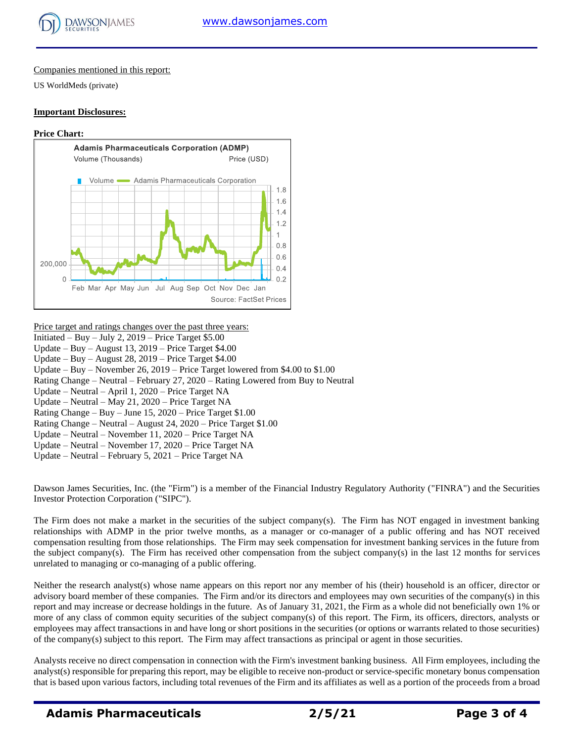Companies mentioned in this report:

US WorldMeds (private)

**Important Disclosures:**

**Price Chart:**

Price target and ratings changes over the past three years:

Initiated – Buy – July 2, 2019 – Price Target $5.00
Update – Buy – August 13, 2019 – Price Target $4.00
Update – Buy – August 28, 2019 – Price Target $4.00
Update – Buy – November 26, 2019 – Price Target lowered from $4.00 to $1.00
Rating Change – Neutral – February 27, 2020 – Rating Lowered from Buy to Neutral
Update – Neutral – April 1, 2020 – Price Target NA
Update – Neutral – May 21, 2020 – Price Target NA
Rating Change – Buy – June 15, 2020 – Price Target $1.00
Rating Change – Neutral – August 24, 2020 – Price Target $1.00
Update – Neutral – November 11, 2020 – Price Target NA
Update – Neutral – November 17, 2020 – Price Target NA
Update – Neutral – February 5, 2021 – Price Target NA

Dawson James Securities, Inc. (the "Firm") is a member of the Financial Industry Regulatory Authority ("FINRA") and the Securities Investor Protection Corporation ("SIPC").

The Firm does not make a market in the securities of the subject company(s). The Firm has NOT engaged in investment banking relationships with ADMP in the prior twelve months, as a manager or co-manager of a public offering and has NOT received compensation resulting from those relationships. The Firm may seek compensation for investment banking services in the future from the subject company(s). The Firm has received other compensation from the subject company(s) in the last 12 months for services unrelated to managing or co-managing of a public offering.

Neither the research analyst(s) whose name appears on this report nor any member of his (their) household is an officer, director or advisory board member of these companies. The Firm and/or its directors and employees may own securities of the company(s) in this report and may increase or decrease holdings in the future. As of January 31, 2021, the Firm as a whole did not beneficially own 1% or more of any class of common equity securities of the subject company(s) of this report. The Firm, its officers, directors, analysts or employees may affect transactions in and have long or short positions in the securities (or options or warrants related to those securities) of the company(s) subject to this report. The Firm may affect transactions as principal or agent in those securities.

Analysts receive no direct compensation in connection with the Firm's investment banking business. All Firm employees, including the analyst(s) responsible for preparing this report, may be eligible to receive non-product or service-specific monetary bonus compensation that is based upon various factors, including total revenues of the Firm and its affiliates as well as a portion of the proceeds from a broad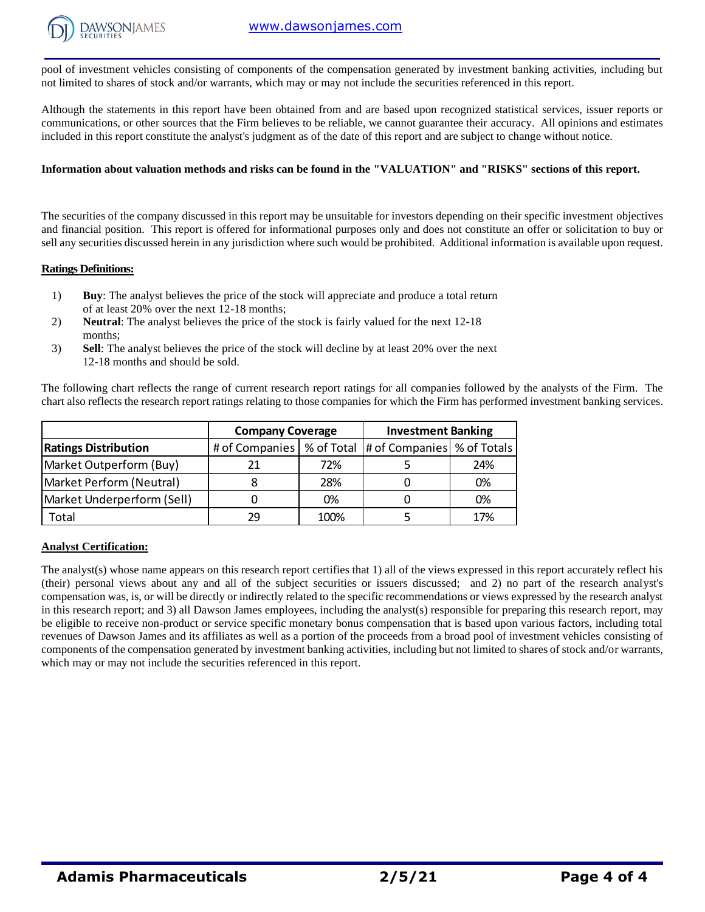pool of investment vehicles consisting of components of the compensation generated by investment banking activities, including but not limited to shares of stock and/or warrants, which may or may not include the securities referenced in this report.

Although the statements in this report have been obtained from and are based upon recognized statistical services, issuer reports or communications, or other sources that the Firm believes to be reliable, we cannot guarantee their accuracy. All opinions and estimates included in this report constitute the analyst's judgment as of the date of this report and are subject to change without notice.

**Information about valuation methods and risks can be found in the "VALUATION" and "RISKS" sections of this report.**

The securities of the company discussed in this report may be unsuitable for investors depending on their specific investment objectives and financial position. This report is offered for informational purposes only and does not constitute an offer or solicitation to buy or sell any securities discussed herein in any jurisdiction where such would be prohibited. Additional information is available upon request.

**Ratings Definitions:**

1) **Buy**: The analyst believes the price of the stock will appreciate and produce a total return of at least 20% over the next 12-18 months;
2) **Neutral**: The analyst believes the price of the stock is fairly valued for the next 12-18 months;
3) **Sell**: The analyst believes the price of the stock will decline by at least 20% over the next 12-18 months and should be sold.

The following chart reflects the range of current research report ratings for all companies followed by the analysts of the Firm. The chart also reflects the research report ratings relating to those companies for which the Firm has performed investment banking services.

| | Company Coverage | | Investment Banking | |
|---|---|---|---|---|
| **Ratings Distribution** | # of Companies | % of Total | # of Companies | % of Totals |
| Market Outperform (Buy) | 21 | 72% | 5 | 24% |
| Market Perform (Neutral) | 8 | 28% | 0 | 0% |
| Market Underperform (Sell) | 0 | 0% | 0 | 0% |
| Total | 29 | 100% | 5 | 17% |

**Analyst Certification:**

The analyst(s) whose name appears on this research report certifies that 1) all of the views expressed in this report accurately reflect his (their) personal views about any and all of the subject securities or issuers discussed; and 2) no part of the research analyst's compensation was, is, or will be directly or indirectly related to the specific recommendations or views expressed by the research analyst in this research report; and 3) all Dawson James employees, including the analyst(s) responsible for preparing this research report, may be eligible to receive non-product or service specific monetary bonus compensation that is based upon various factors, including total revenues of Dawson James and its affiliates as well as a portion of the proceeds from a broad pool of investment vehicles consisting of components of the compensation generated by investment banking activities, including but not limited to shares of stock and/or warrants, which may or may not include the securities referenced in this report.